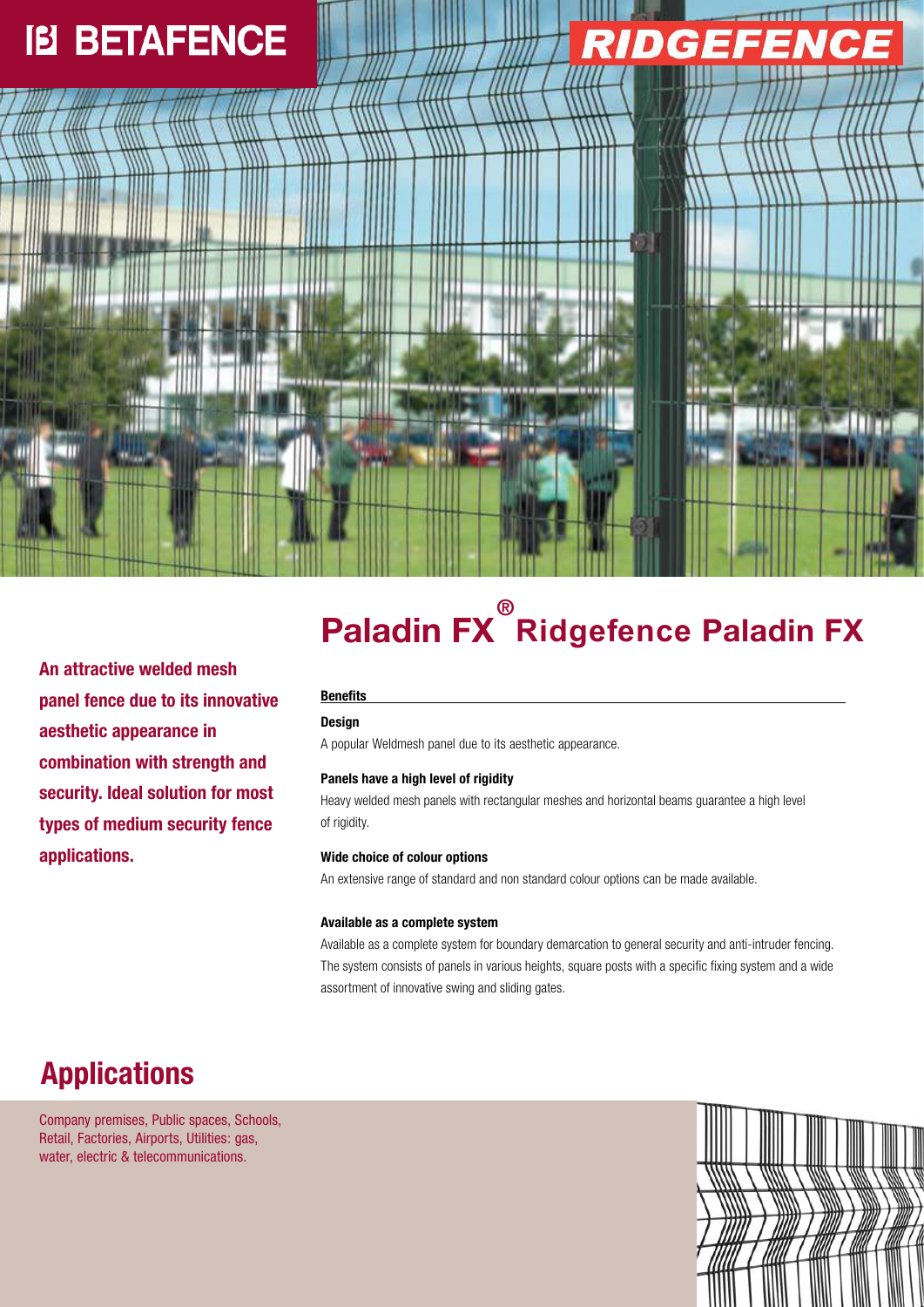BETAFENCE

RIDGEFENCE

# Paladin FX® Ridgefence Paladin FX

**An attractive welded mesh panel fence due to its innovative aesthetic appearance in combination with strength and security. Ideal solution for most types of medium security fence applications.**

## Benefits

**Design**

A popular Weldmesh panel due to its aesthetic appearance.

**Panels have a high level of rigidity**

Heavy welded mesh panels with rectangular meshes and horizontal beams guarantee a high level of rigidity.

**Wide choice of colour options**

An extensive range of standard and non standard colour options can be made available.

**Available as a complete system**

Available as a complete system for boundary demarcation to general security and anti-intruder fencing. The system consists of panels in various heights, square posts with a specific fixing system and a wide assortment of innovative swing and sliding gates.

## Applications

Company premises, Public spaces, Schools, Retail, Factories, Airports, Utilities: gas, water, electric & telecommunications.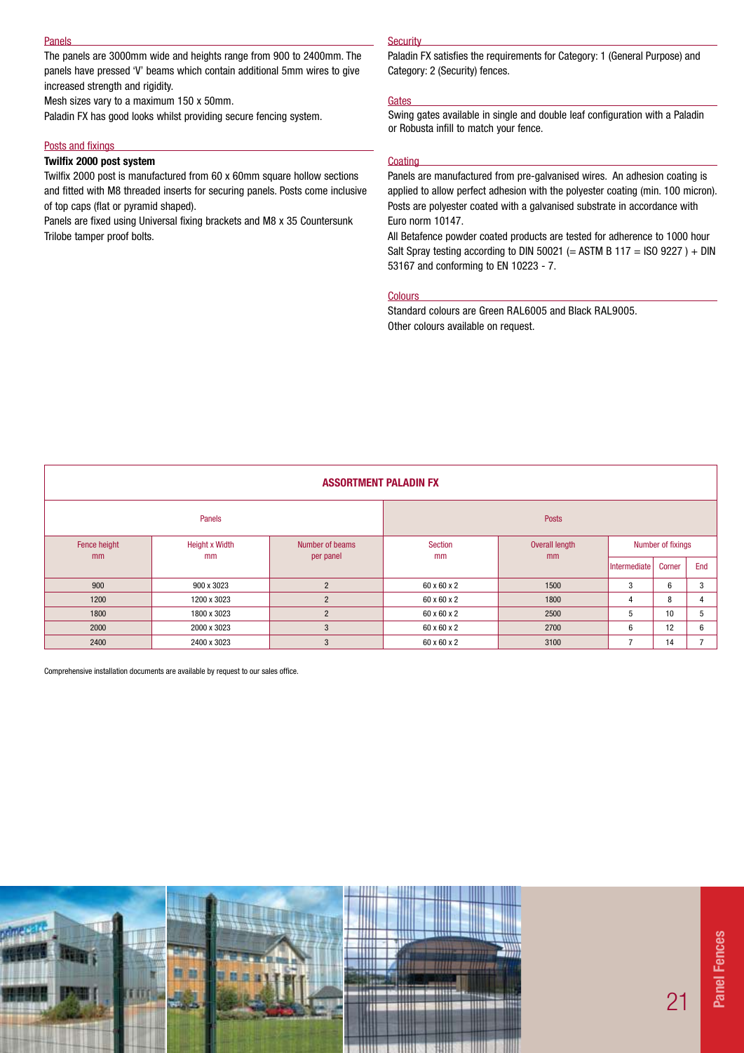## Panels

The panels are 3000mm wide and heights range from 900 to 2400mm. The panels have pressed 'V' beams which contain additional 5mm wires to give increased strength and rigidity.

Mesh sizes vary to a maximum 150 x 50mm.

Paladin FX has good looks whilst providing secure fencing system.

## Posts and fixings

**Twilfix 2000 post system**

Twilfix 2000 post is manufactured from 60 x 60mm square hollow sections and fitted with M8 threaded inserts for securing panels. Posts come inclusive of top caps (flat or pyramid shaped).

Panels are fixed using Universal fixing brackets and M8 x 35 Countersunk Trilobe tamper proof bolts.

## Security

Paladin FX satisfies the requirements for Category: 1 (General Purpose) and Category: 2 (Security) fences.

## Gates

Swing gates available in single and double leaf configuration with a Paladin or Robusta infill to match your fence.

## Coating

Panels are manufactured from pre-galvanised wires. An adhesion coating is applied to allow perfect adhesion with the polyester coating (min. 100 micron). Posts are polyester coated with a galvanised substrate in accordance with Euro norm 10147.

All Betafence powder coated products are tested for adherence to 1000 hour Salt Spray testing according to DIN 50021 (= ASTM B 117 = ISO 9227 ) + DIN 53167 and conforming to EN 10223 - 7.

## Colours

Standard colours are Green RAL6005 and Black RAL9005.
Other colours available on request.

**ASSORTMENT PALADIN FX**

| Panels | | | Posts | | | | |
|---|---|---|---|---|---|---|---|
| Fence height mm | Height x Width mm | Number of beams per panel | Section mm | Overall length mm | Number of fixings | | |
| | | | | | Intermediate | Corner | End |
| 900 | 900 x 3023 | 2 | 60 x 60 x 2 | 1500 | 3 | 6 | 3 |
| 1200 | 1200 x 3023 | 2 | 60 x 60 x 2 | 1800 | 4 | 8 | 4 |
| 1800 | 1800 x 3023 | 2 | 60 x 60 x 2 | 2500 | 5 | 10 | 5 |
| 2000 | 2000 x 3023 | 3 | 60 x 60 x 2 | 2700 | 6 | 12 | 6 |
| 2400 | 2400 x 3023 | 3 | 60 x 60 x 2 | 3100 | 7 | 14 | 7 |

Comprehensive installation documents are available by request to our sales office.

Panel Fences